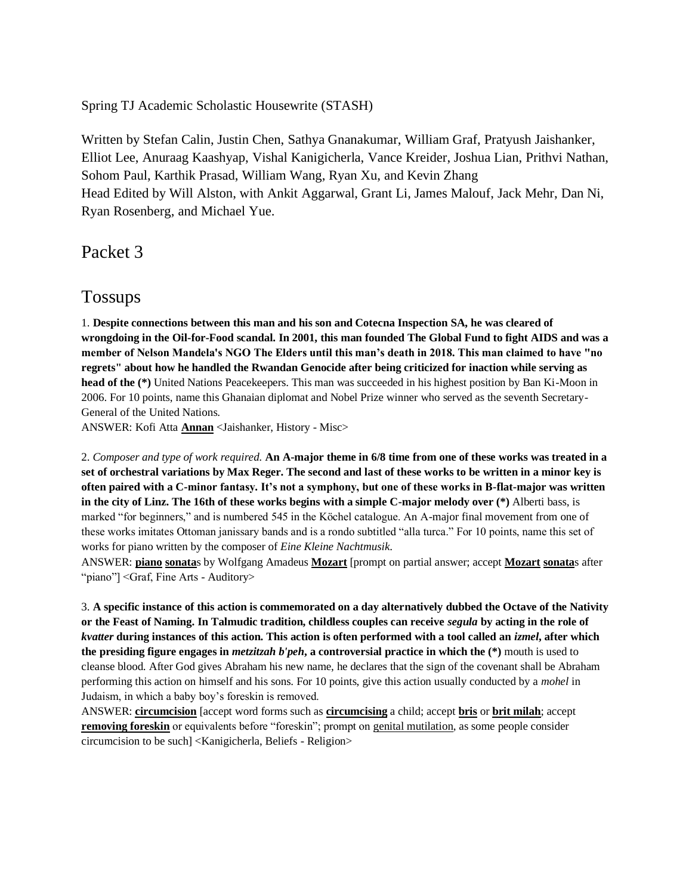Spring TJ Academic Scholastic Housewrite (STASH)

Written by Stefan Calin, Justin Chen, Sathya Gnanakumar, William Graf, Pratyush Jaishanker, Elliot Lee, Anuraag Kaashyap, Vishal Kanigicherla, Vance Kreider, Joshua Lian, Prithvi Nathan, Sohom Paul, Karthik Prasad, William Wang, Ryan Xu, and Kevin Zhang
Head Edited by Will Alston, with Ankit Aggarwal, Grant Li, James Malouf, Jack Mehr, Dan Ni, Ryan Rosenberg, and Michael Yue.

# Packet 3

## Tossups

1. **Despite connections between this man and his son and Cotecna Inspection SA, he was cleared of wrongdoing in the Oil-for-Food scandal. In 2001, this man founded The Global Fund to fight AIDS and was a member of Nelson Mandela's NGO The Elders until this man's death in 2018. This man claimed to have "no regrets" about how he handled the Rwandan Genocide after being criticized for inaction while serving as head of the (*)** United Nations Peacekeepers. This man was succeeded in his highest position by Ban Ki-Moon in 2006. For 10 points, name this Ghanaian diplomat and Nobel Prize winner who served as the seventh Secretary-General of the United Nations.
ANSWER: Kofi Atta **Annan** <Jaishanker, History - Misc>

2. *Composer and type of work required.* **An A-major theme in 6/8 time from one of these works was treated in a set of orchestral variations by Max Reger. The second and last of these works to be written in a minor key is often paired with a C-minor fantasy. It's not a symphony, but one of these works in B-flat-major was written in the city of Linz. The 16th of these works begins with a simple C-major melody over (*)** Alberti bass, is marked "for beginners," and is numbered 545 in the Köchel catalogue. An A-major final movement from one of these works imitates Ottoman janissary bands and is a rondo subtitled "alla turca." For 10 points, name this set of works for piano written by the composer of *Eine Kleine Nachtmusik*.
ANSWER: **piano sonata**s by Wolfgang Amadeus **Mozart** [prompt on partial answer; accept **Mozart sonata**s after "piano"] <Graf, Fine Arts - Auditory>

3. **A specific instance of this action is commemorated on a day alternatively dubbed the Octave of the Nativity or the Feast of Naming. In Talmudic tradition, childless couples can receive *segula* by acting in the role of *kvatter* during instances of this action. This action is often performed with a tool called an *izmel*, after which the presiding figure engages in *metzitzah b'peh*, a controversial practice in which the (*)** mouth is used to cleanse blood. After God gives Abraham his new name, he declares that the sign of the covenant shall be Abraham performing this action on himself and his sons. For 10 points, give this action usually conducted by a *mohel* in Judaism, in which a baby boy's foreskin is removed.
ANSWER: **circumcision** [accept word forms such as **circumcising** a child; accept **bris** or **brit milah**; accept **removing foreskin** or equivalents before "foreskin"; prompt on genital mutilation, as some people consider circumcision to be such] <Kanigicherla, Beliefs - Religion>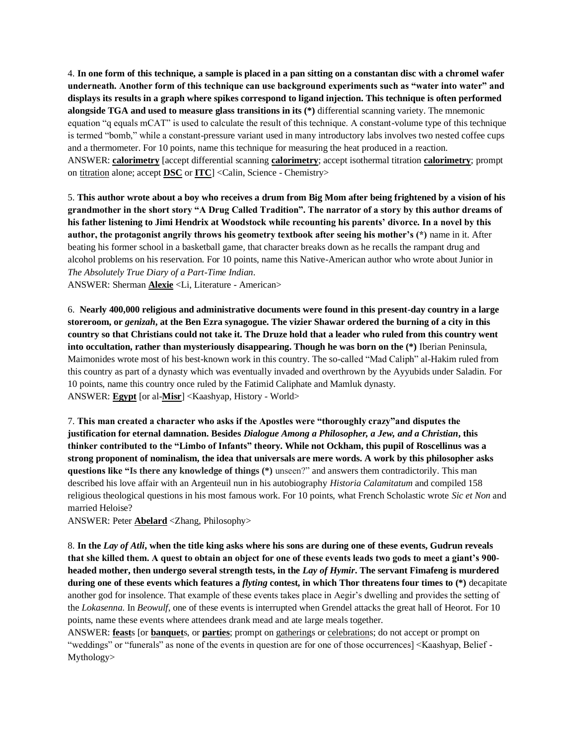4. **In one form of this technique, a sample is placed in a pan sitting on a constantan disc with a chromel wafer underneath. Another form of this technique can use background experiments such as "water into water" and displays its results in a graph where spikes correspond to ligand injection. This technique is often performed alongside TGA and used to measure glass transitions in its (*)** differential scanning variety. The mnemonic equation "q equals mCAT" is used to calculate the result of this technique. A constant-volume type of this technique is termed "bomb," while a constant-pressure variant used in many introductory labs involves two nested coffee cups and a thermometer. For 10 points, name this technique for measuring the heat produced in a reaction.
ANSWER: **calorimetry** [accept differential scanning **calorimetry**; accept isothermal titration **calorimetry**; prompt on titration alone; accept **DSC** or **ITC**] <Calin, Science - Chemistry>

5. **This author wrote about a boy who receives a drum from Big Mom after being frightened by a vision of his grandmother in the short story "A Drug Called Tradition". The narrator of a story by this author dreams of his father listening to Jimi Hendrix at Woodstock while recounting his parents' divorce. In a novel by this author, the protagonist angrily throws his geometry textbook after seeing his mother's (*)** name in it. After beating his former school in a basketball game, that character breaks down as he recalls the rampant drug and alcohol problems on his reservation. For 10 points, name this Native-American author who wrote about Junior in *The Absolutely True Diary of a Part-Time Indian*.
ANSWER: Sherman **Alexie** <Li, Literature - American>

6. **Nearly 400,000 religious and administrative documents were found in this present-day country in a large storeroom, or *genizah*, at the Ben Ezra synagogue. The vizier Shawar ordered the burning of a city in this country so that Christians could not take it. The Druze hold that a leader who ruled from this country went into occultation, rather than mysteriously disappearing. Though he was born on the (*)** Iberian Peninsula, Maimonides wrote most of his best-known work in this country. The so-called "Mad Caliph" al-Hakim ruled from this country as part of a dynasty which was eventually invaded and overthrown by the Ayyubids under Saladin. For 10 points, name this country once ruled by the Fatimid Caliphate and Mamluk dynasty.
ANSWER: **Egypt** [or al-**Misr**] <Kaashyap, History - World>

7. **This man created a character who asks if the Apostles were "thoroughly crazy"and disputes the justification for eternal damnation. Besides *Dialogue Among a Philosopher, a Jew, and a Christian*, this thinker contributed to the "Limbo of Infants" theory. While not Ockham, this pupil of Roscellinus was a strong proponent of nominalism, the idea that universals are mere words. A work by this philosopher asks questions like "Is there any knowledge of things (*)** unseen?" and answers them contradictorily. This man described his love affair with an Argenteuil nun in his autobiography *Historia Calamitatum* and compiled 158 religious theological questions in his most famous work. For 10 points, what French Scholastic wrote *Sic et Non* and married Heloise?
ANSWER: Peter **Abelard** <Zhang, Philosophy>

8. **In the *Lay of Atli*, when the title king asks where his sons are during one of these events, Gudrun reveals that she killed them. A quest to obtain an object for one of these events leads two gods to meet a giant's 900-headed mother, then undergo several strength tests, in the *Lay of Hymir*. The servant Fimafeng is murdered during one of these events which features a *flyting* contest, in which Thor threatens four times to (*)** decapitate another god for insolence. That example of these events takes place in Aegir's dwelling and provides the setting of the *Lokasenna*. In *Beowulf*, one of these events is interrupted when Grendel attacks the great hall of Heorot. For 10 points, name these events where attendees drank mead and ate large meals together.
ANSWER: **feast**s [or **banquet**s, or **parties**; prompt on gatherings or celebrations; do not accept or prompt on "weddings" or "funerals" as none of the events in question are for one of those occurrences] <Kaashyap, Belief - Mythology>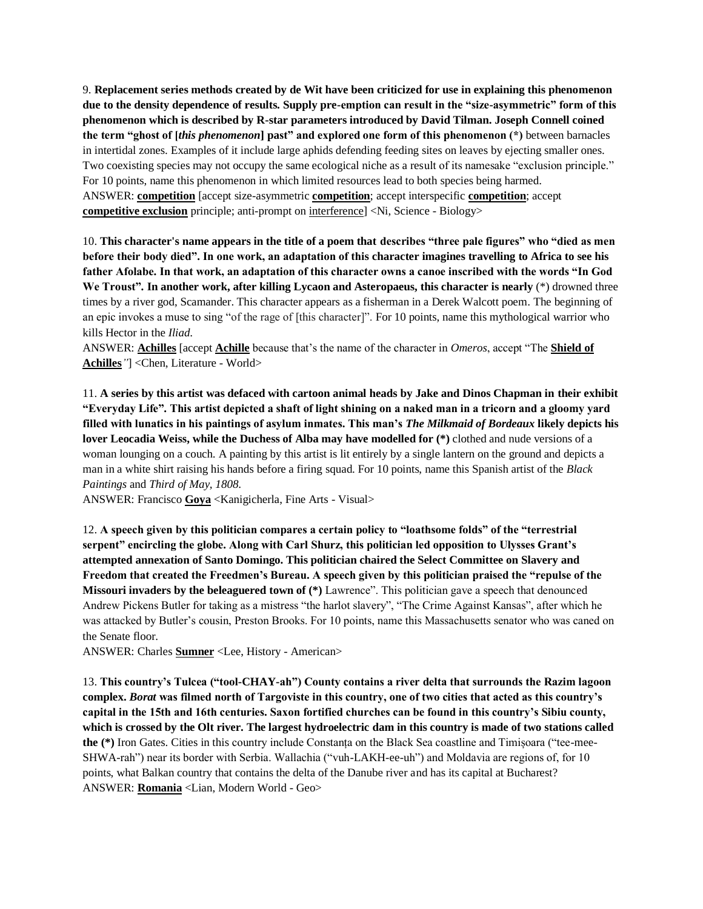9. **Replacement series methods created by de Wit have been criticized for use in explaining this phenomenon due to the density dependence of results. Supply pre-emption can result in the "size-asymmetric" form of this phenomenon which is described by R-star parameters introduced by David Tilman. Joseph Connell coined the term "ghost of [*this phenomenon*] past" and explored one form of this phenomenon (*)** between barnacles in intertidal zones. Examples of it include large aphids defending feeding sites on leaves by ejecting smaller ones. Two coexisting species may not occupy the same ecological niche as a result of its namesake "exclusion principle." For 10 points, name this phenomenon in which limited resources lead to both species being harmed.
ANSWER: **competition** [accept size-asymmetric **competition**; accept interspecific **competition**; accept **competitive exclusion** principle; anti-prompt on interference] <Ni, Science - Biology>

10. **This character's name appears in the title of a poem that describes "three pale figures" who "died as men before their body died". In one work, an adaptation of this character imagines travelling to Africa to see his father Afolabe. In that work, an adaptation of this character owns a canoe inscribed with the words "In God We Troust". In another work, after killing Lycaon and Asteropaeus, this character is nearly** (*) drowned three times by a river god, Scamander. This character appears as a fisherman in a Derek Walcott poem. The beginning of an epic invokes a muse to sing "of the rage of [this character]". For 10 points, name this mythological warrior who kills Hector in the *Iliad*.
ANSWER: **Achilles** [accept **Achille** because that's the name of the character in *Omeros*, accept "The **Shield of Achilles**"] <Chen, Literature - World>

11. **A series by this artist was defaced with cartoon animal heads by Jake and Dinos Chapman in their exhibit "Everyday Life". This artist depicted a shaft of light shining on a naked man in a tricorn and a gloomy yard filled with lunatics in his paintings of asylum inmates. This man's *The Milkmaid of Bordeaux* likely depicts his lover Leocadia Weiss, while the Duchess of Alba may have modelled for (*)** clothed and nude versions of a woman lounging on a couch. A painting by this artist is lit entirely by a single lantern on the ground and depicts a man in a white shirt raising his hands before a firing squad. For 10 points, name this Spanish artist of the *Black Paintings* and *Third of May, 1808*.
ANSWER: Francisco **Goya** <Kanigicherla, Fine Arts - Visual>

12. **A speech given by this politician compares a certain policy to "loathsome folds" of the "terrestrial serpent" encircling the globe. Along with Carl Shurz, this politician led opposition to Ulysses Grant's attempted annexation of Santo Domingo. This politician chaired the Select Committee on Slavery and Freedom that created the Freedmen's Bureau. A speech given by this politician praised the "repulse of the Missouri invaders by the beleaguered town of (*)** Lawrence". This politician gave a speech that denounced Andrew Pickens Butler for taking as a mistress "the harlot slavery", "The Crime Against Kansas", after which he was attacked by Butler's cousin, Preston Brooks. For 10 points, name this Massachusetts senator who was caned on the Senate floor.
ANSWER: Charles **Sumner** <Lee, History - American>

13. **This country's Tulcea ("tool-CHAY-ah") County contains a river delta that surrounds the Razim lagoon complex. *Borat* was filmed north of Targoviste in this country, one of two cities that acted as this country's capital in the 15th and 16th centuries. Saxon fortified churches can be found in this country's Sibiu county, which is crossed by the Olt river. The largest hydroelectric dam in this country is made of two stations called the (*)** Iron Gates. Cities in this country include Constanța on the Black Sea coastline and Timișoara ("tee-mee-SHWA-rah") near its border with Serbia. Wallachia ("vuh-LAKH-ee-uh") and Moldavia are regions of, for 10 points, what Balkan country that contains the delta of the Danube river and has its capital at Bucharest?
ANSWER: **Romania** <Lian, Modern World - Geo>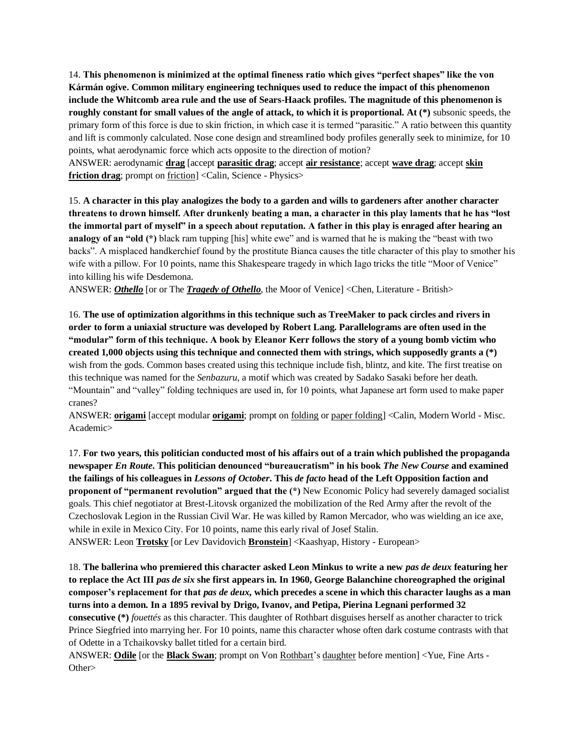14. **This phenomenon is minimized at the optimal fineness ratio which gives "perfect shapes" like the von Kármán ogive. Common military engineering techniques used to reduce the impact of this phenomenon include the Whitcomb area rule and the use of Sears-Haack profiles. The magnitude of this phenomenon is roughly constant for small values of the angle of attack, to which it is proportional. At (*)** subsonic speeds, the primary form of this force is due to skin friction, in which case it is termed "parasitic." A ratio between this quantity and lift is commonly calculated. Nose cone design and streamlined body profiles generally seek to minimize, for 10 points, what aerodynamic force which acts opposite to the direction of motion?
ANSWER: aerodynamic **drag** [accept **parasitic drag**; accept **air resistance**; accept **wave drag**; accept **skin friction drag**; prompt on friction] <Calin, Science - Physics>

15. **A character in this play analogizes the body to a garden and wills to gardeners after another character threatens to drown himself. After drunkenly beating a man, a character in this play laments that he has "lost the immortal part of myself" in a speech about reputation. A father in this play is enraged after hearing an analogy of an "old (*)** black ram tupping [his] white ewe" and is warned that he is making the "beast with two backs". A misplaced handkerchief found by the prostitute Bianca causes the title character of this play to smother his wife with a pillow. For 10 points, name this Shakespeare tragedy in which Iago tricks the title "Moor of Venice" into killing his wife Desdemona.
ANSWER: ***Othello*** [or or The ***Tragedy of Othello***, the Moor of Venice] <Chen, Literature - British>

16. **The use of optimization algorithms in this technique such as TreeMaker to pack circles and rivers in order to form a uniaxial structure was developed by Robert Lang. Parallelograms are often used in the "modular" form of this technique. A book by Eleanor Kerr follows the story of a young bomb victim who created 1,000 objects using this technique and connected them with strings, which supposedly grants a (*)** wish from the gods. Common bases created using this technique include fish, blintz, and kite. The first treatise on this technique was named for the *Senbazuru*, a motif which was created by Sadako Sasaki before her death. "Mountain" and "valley" folding techniques are used in, for 10 points, what Japanese art form used to make paper cranes?
ANSWER: **origami** [accept modular **origami**; prompt on folding or paper folding] <Calin, Modern World - Misc. Academic>

17. **For two years, this politician conducted most of his affairs out of a train which published the propaganda newspaper *En Route*. This politician denounced "bureaucratism" in his book *The New Course* and examined the failings of his colleagues in *Lessons of October*. This *de facto* head of the Left Opposition faction and proponent of "permanent revolution" argued that the (*)** New Economic Policy had severely damaged socialist goals. This chief negotiator at Brest-Litovsk organized the mobilization of the Red Army after the revolt of the Czechoslovak Legion in the Russian Civil War. He was killed by Ramon Mercador, who was wielding an ice axe, while in exile in Mexico City. For 10 points, name this early rival of Josef Stalin.
ANSWER: Leon **Trotsky** [or Lev Davidovich **Bronstein**] <Kaashyap, History - European>

18. **The ballerina who premiered this character asked Leon Minkus to write a new *pas de deux* featuring her to replace the Act III *pas de six* she first appears in. In 1960, George Balanchine choreographed the original composer's replacement for that *pas de deux*, which precedes a scene in which this character laughs as a man turns into a demon. In a 1895 revival by Drigo, Ivanov, and Petipa, Pierina Legnani performed 32 consecutive (*)** *fouettés* as this character. This daughter of Rothbart disguises herself as another character to trick Prince Siegfried into marrying her. For 10 points, name this character whose often dark costume contrasts with that of Odette in a Tchaikovsky ballet titled for a certain bird.
ANSWER: **Odile** [or the **Black Swan**; prompt on Von Rothbart's daughter before mention] <Yue, Fine Arts - Other>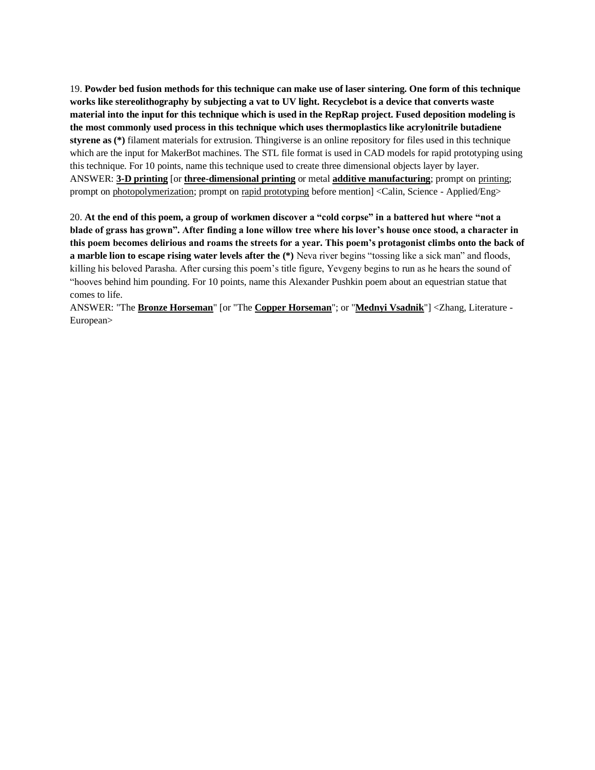19. **Powder bed fusion methods for this technique can make use of laser sintering. One form of this technique works like stereolithography by subjecting a vat to UV light. Recyclebot is a device that converts waste material into the input for this technique which is used in the RepRap project. Fused deposition modeling is the most commonly used process in this technique which uses thermoplastics like acrylonitrile butadiene styrene as (*)** filament materials for extrusion. Thingiverse is an online repository for files used in this technique which are the input for MakerBot machines. The STL file format is used in CAD models for rapid prototyping using this technique. For 10 points, name this technique used to create three dimensional objects layer by layer.
ANSWER: **3-D printing** [or **three-dimensional printing** or metal **additive manufacturing**; prompt on printing; prompt on photopolymerization; prompt on rapid prototyping before mention] <Calin, Science - Applied/Eng>

20. **At the end of this poem, a group of workmen discover a "cold corpse" in a battered hut where "not a blade of grass has grown". After finding a lone willow tree where his lover's house once stood, a character in this poem becomes delirious and roams the streets for a year. This poem's protagonist climbs onto the back of a marble lion to escape rising water levels after the (*)** Neva river begins "tossing like a sick man" and floods, killing his beloved Parasha. After cursing this poem's title figure, Yevgeny begins to run as he hears the sound of "hooves behind him pounding. For 10 points, name this Alexander Pushkin poem about an equestrian statue that comes to life.
ANSWER: "The **Bronze Horseman**" [or "The **Copper Horseman**"; or "**Mednyi Vsadnik**"] <Zhang, Literature - European>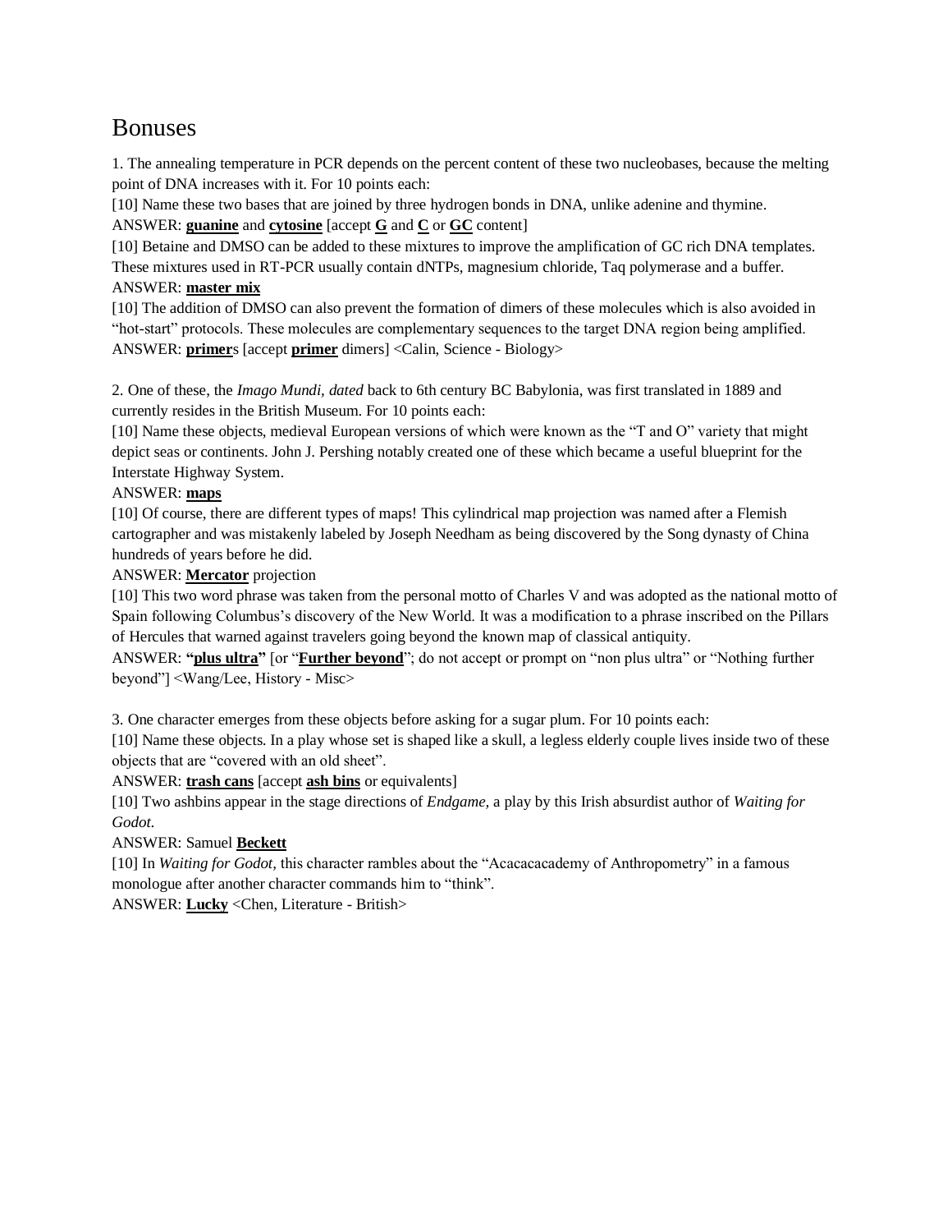# Bonuses

1. The annealing temperature in PCR depends on the percent content of these two nucleobases, because the melting point of DNA increases with it. For 10 points each:

[10] Name these two bases that are joined by three hydrogen bonds in DNA, unlike adenine and thymine.

ANSWER: **guanine** and **cytosine** [accept **G** and **C** or **GC** content]

[10] Betaine and DMSO can be added to these mixtures to improve the amplification of GC rich DNA templates. These mixtures used in RT-PCR usually contain dNTPs, magnesium chloride, Taq polymerase and a buffer.

ANSWER: **master mix**

[10] The addition of DMSO can also prevent the formation of dimers of these molecules which is also avoided in "hot-start" protocols. These molecules are complementary sequences to the target DNA region being amplified.

ANSWER: **primer**s [accept **primer** dimers] <Calin, Science - Biology>

2. One of these, the *Imago Mundi, dated* back to 6th century BC Babylonia, was first translated in 1889 and currently resides in the British Museum. For 10 points each:

[10] Name these objects, medieval European versions of which were known as the "T and O" variety that might depict seas or continents. John J. Pershing notably created one of these which became a useful blueprint for the Interstate Highway System.

ANSWER: **maps**

[10] Of course, there are different types of maps! This cylindrical map projection was named after a Flemish cartographer and was mistakenly labeled by Joseph Needham as being discovered by the Song dynasty of China hundreds of years before he did.

ANSWER: **Mercator** projection

[10] This two word phrase was taken from the personal motto of Charles V and was adopted as the national motto of Spain following Columbus's discovery of the New World. It was a modification to a phrase inscribed on the Pillars of Hercules that warned against travelers going beyond the known map of classical antiquity.

ANSWER: **"plus ultra"** [or "**Further beyond**"; do not accept or prompt on "non plus ultra" or "Nothing further beyond"] <Wang/Lee, History - Misc>

3. One character emerges from these objects before asking for a sugar plum. For 10 points each:

[10] Name these objects. In a play whose set is shaped like a skull, a legless elderly couple lives inside two of these objects that are "covered with an old sheet".

ANSWER: **trash cans** [accept **ash bins** or equivalents]

[10] Two ashbins appear in the stage directions of *Endgame,* a play by this Irish absurdist author of *Waiting for Godot.*

ANSWER: Samuel **Beckett**

[10] In *Waiting for Godot,* this character rambles about the "Acacacacademy of Anthropometry" in a famous monologue after another character commands him to "think".

ANSWER: **Lucky** <Chen, Literature - British>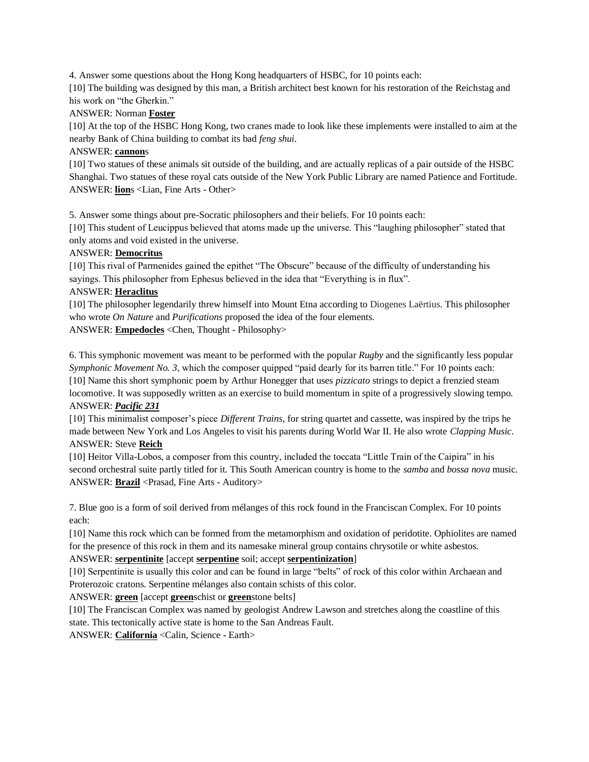4. Answer some questions about the Hong Kong headquarters of HSBC, for 10 points each:

[10] The building was designed by this man, a British architect best known for his restoration of the Reichstag and his work on "the Gherkin."

ANSWER: Norman **Foster**

[10] At the top of the HSBC Hong Kong, two cranes made to look like these implements were installed to aim at the nearby Bank of China building to combat its bad *feng shui*.

ANSWER: **cannon**s

[10] Two statues of these animals sit outside of the building, and are actually replicas of a pair outside of the HSBC Shanghai. Two statues of these royal cats outside of the New York Public Library are named Patience and Fortitude.

ANSWER: **lion**s <Lian, Fine Arts - Other>

5. Answer some things about pre-Socratic philosophers and their beliefs. For 10 points each:

[10] This student of Leucippus believed that atoms made up the universe. This "laughing philosopher" stated that only atoms and void existed in the universe.

ANSWER: **Democritus**

[10] This rival of Parmenides gained the epithet "The Obscure" because of the difficulty of understanding his sayings. This philosopher from Ephesus believed in the idea that "Everything is in flux".

ANSWER: **Heraclitus**

[10] The philosopher legendarily threw himself into Mount Etna according to Diogenes Laërtius. This philosopher who wrote *On Nature* and *Purifications* proposed the idea of the four elements.

ANSWER: **Empedocles** <Chen, Thought - Philosophy>

6. This symphonic movement was meant to be performed with the popular *Rugby* and the significantly less popular *Symphonic Movement No. 3*, which the composer quipped "paid dearly for its barren title." For 10 points each:

[10] Name this short symphonic poem by Arthur Honegger that uses *pizzicato* strings to depict a frenzied steam locomotive. It was supposedly written as an exercise to build momentum in spite of a progressively slowing tempo.

ANSWER: ***Pacific 231***

[10] This minimalist composer's piece *Different Trains*, for string quartet and cassette, was inspired by the trips he made between New York and Los Angeles to visit his parents during World War II. He also wrote *Clapping Music*.

ANSWER: Steve **Reich**

[10] Heitor Villa-Lobos, a composer from this country, included the toccata "Little Train of the Caipira" in his second orchestral suite partly titled for it. This South American country is home to the *samba* and *bossa nova* music.

ANSWER: **Brazil** <Prasad, Fine Arts - Auditory>

7. Blue goo is a form of soil derived from mélanges of this rock found in the Franciscan Complex. For 10 points each:

[10] Name this rock which can be formed from the metamorphism and oxidation of peridotite. Ophiolites are named for the presence of this rock in them and its namesake mineral group contains chrysotile or white asbestos.

ANSWER: **serpentinite** [accept **serpentine** soil; accept **serpentinization**]

[10] Serpentinite is usually this color and can be found in large "belts" of rock of this color within Archaean and Proterozoic cratons. Serpentine mélanges also contain schists of this color.

ANSWER: **green** [accept **green**schist or **green**stone belts]

[10] The Franciscan Complex was named by geologist Andrew Lawson and stretches along the coastline of this state. This tectonically active state is home to the San Andreas Fault.

ANSWER: **California** <Calin, Science - Earth>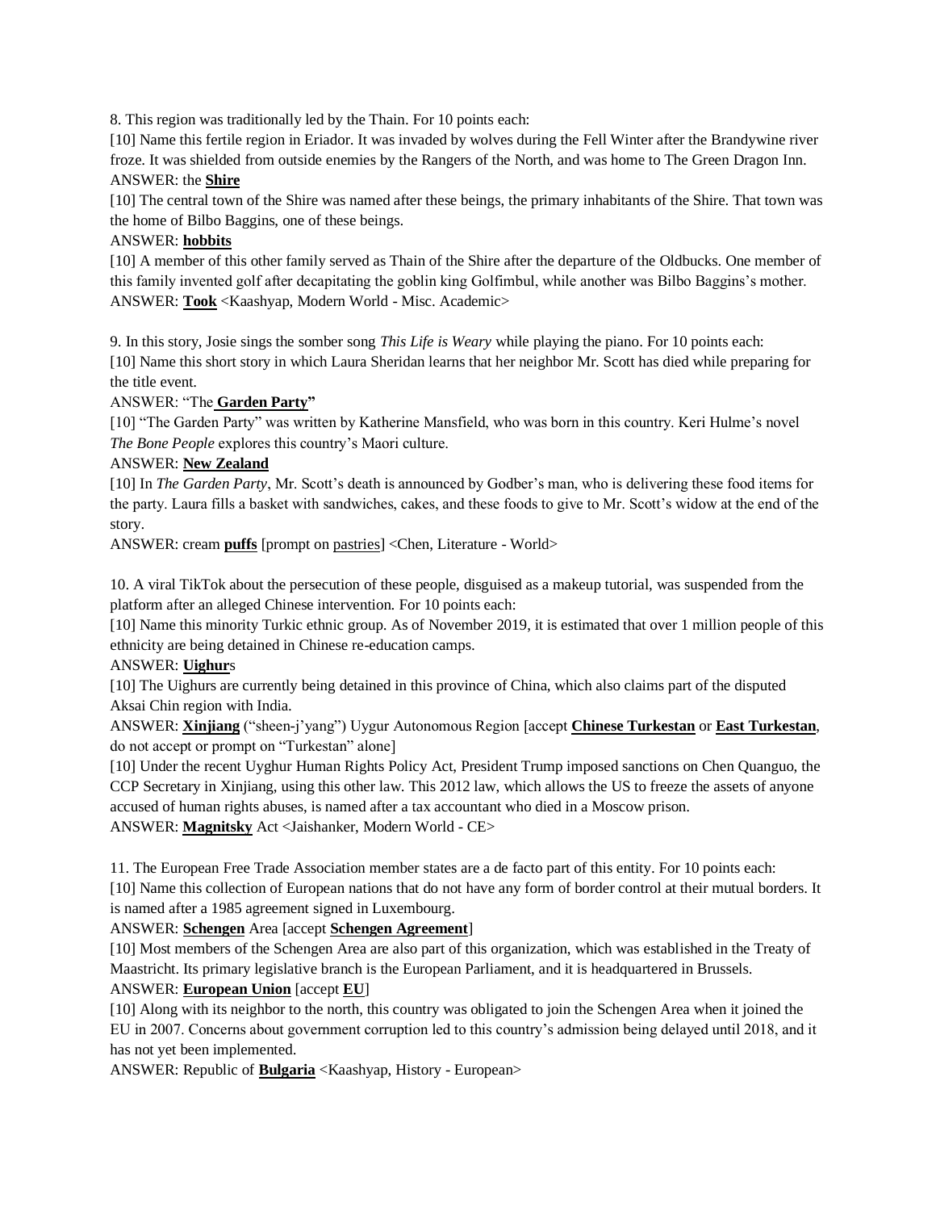8. This region was traditionally led by the Thain. For 10 points each:

[10] Name this fertile region in Eriador. It was invaded by wolves during the Fell Winter after the Brandywine river froze. It was shielded from outside enemies by the Rangers of the North, and was home to The Green Dragon Inn.

ANSWER: the **Shire**

[10] The central town of the Shire was named after these beings, the primary inhabitants of the Shire. That town was the home of Bilbo Baggins, one of these beings.

ANSWER: **hobbits**

[10] A member of this other family served as Thain of the Shire after the departure of the Oldbucks. One member of this family invented golf after decapitating the goblin king Golfimbul, while another was Bilbo Baggins's mother.

ANSWER: **Took** <Kaashyap, Modern World - Misc. Academic>

9. In this story, Josie sings the somber song *This Life is Weary* while playing the piano. For 10 points each:

[10] Name this short story in which Laura Sheridan learns that her neighbor Mr. Scott has died while preparing for the title event.

ANSWER: "The **Garden Party"**

[10] "The Garden Party" was written by Katherine Mansfield, who was born in this country. Keri Hulme's novel *The Bone People* explores this country's Maori culture.

ANSWER: **New Zealand**

[10] In *The Garden Party*, Mr. Scott's death is announced by Godber's man, who is delivering these food items for the party. Laura fills a basket with sandwiches, cakes, and these foods to give to Mr. Scott's widow at the end of the story.

ANSWER: cream **puffs** [prompt on pastries] <Chen, Literature - World>

10. A viral TikTok about the persecution of these people, disguised as a makeup tutorial, was suspended from the platform after an alleged Chinese intervention. For 10 points each:

[10] Name this minority Turkic ethnic group. As of November 2019, it is estimated that over 1 million people of this ethnicity are being detained in Chinese re-education camps.

ANSWER: **Uighur**s

[10] The Uighurs are currently being detained in this province of China, which also claims part of the disputed Aksai Chin region with India.

ANSWER: **Xinjiang** ("sheen-j'yang") Uygur Autonomous Region [accept **Chinese Turkestan** or **East Turkestan**, do not accept or prompt on "Turkestan" alone]

[10] Under the recent Uyghur Human Rights Policy Act, President Trump imposed sanctions on Chen Quanguo, the CCP Secretary in Xinjiang, using this other law. This 2012 law, which allows the US to freeze the assets of anyone accused of human rights abuses, is named after a tax accountant who died in a Moscow prison.

ANSWER: **Magnitsky** Act <Jaishanker, Modern World - CE>

11. The European Free Trade Association member states are a de facto part of this entity. For 10 points each:

[10] Name this collection of European nations that do not have any form of border control at their mutual borders. It is named after a 1985 agreement signed in Luxembourg.

ANSWER: **Schengen** Area [accept **Schengen Agreement**]

[10] Most members of the Schengen Area are also part of this organization, which was established in the Treaty of Maastricht. Its primary legislative branch is the European Parliament, and it is headquartered in Brussels.

ANSWER: **European Union** [accept **EU**]

[10] Along with its neighbor to the north, this country was obligated to join the Schengen Area when it joined the EU in 2007. Concerns about government corruption led to this country's admission being delayed until 2018, and it has not yet been implemented.

ANSWER: Republic of **Bulgaria** <Kaashyap, History - European>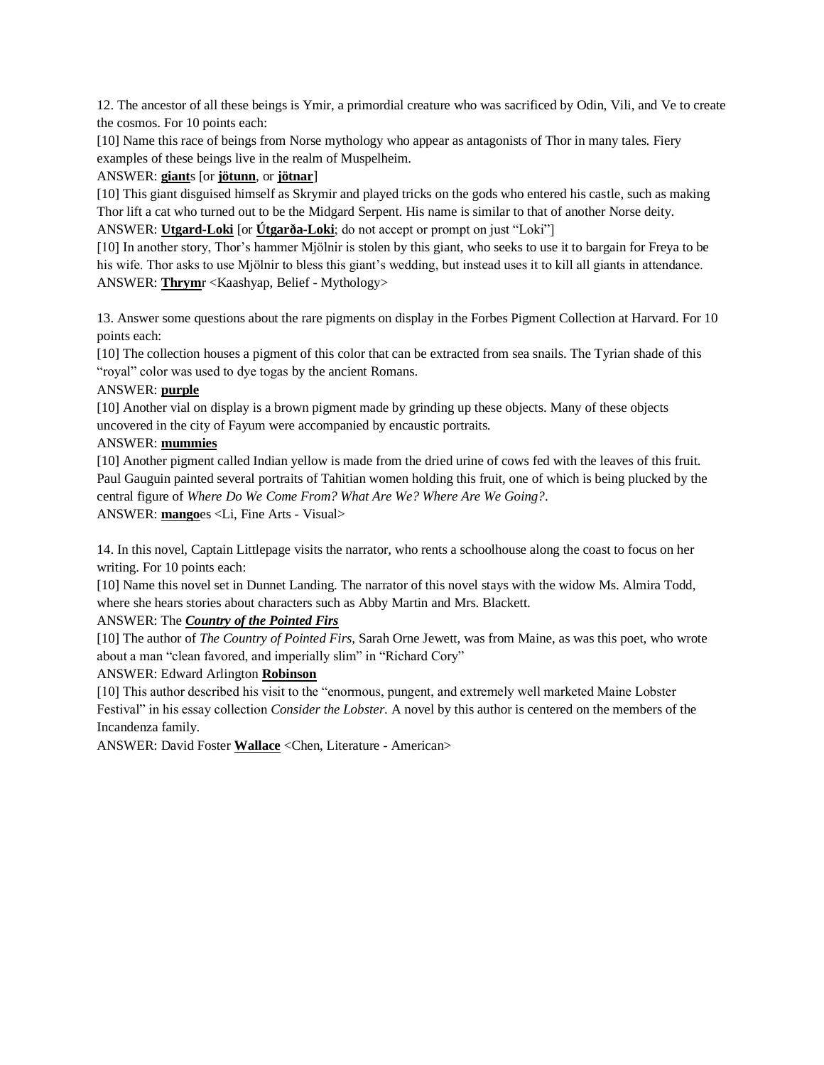12. The ancestor of all these beings is Ymir, a primordial creature who was sacrificed by Odin, Vili, and Ve to create the cosmos. For 10 points each:

[10] Name this race of beings from Norse mythology who appear as antagonists of Thor in many tales. Fiery examples of these beings live in the realm of Muspelheim.

ANSWER: **giant**s [or **jötunn**, or **jötnar**]

[10] This giant disguised himself as Skrymir and played tricks on the gods who entered his castle, such as making Thor lift a cat who turned out to be the Midgard Serpent. His name is similar to that of another Norse deity.

ANSWER: **Utgard-Loki** [or **Útgarða-Loki**; do not accept or prompt on just "Loki"]

[10] In another story, Thor's hammer Mjölnir is stolen by this giant, who seeks to use it to bargain for Freya to be his wife. Thor asks to use Mjölnir to bless this giant's wedding, but instead uses it to kill all giants in attendance.

ANSWER: **Thrym**r <Kaashyap, Belief - Mythology>

13. Answer some questions about the rare pigments on display in the Forbes Pigment Collection at Harvard. For 10 points each:

[10] The collection houses a pigment of this color that can be extracted from sea snails. The Tyrian shade of this "royal" color was used to dye togas by the ancient Romans.

ANSWER: **purple**

[10] Another vial on display is a brown pigment made by grinding up these objects. Many of these objects uncovered in the city of Fayum were accompanied by encaustic portraits.

ANSWER: **mummies**

[10] Another pigment called Indian yellow is made from the dried urine of cows fed with the leaves of this fruit. Paul Gauguin painted several portraits of Tahitian women holding this fruit, one of which is being plucked by the central figure of *Where Do We Come From? What Are We? Where Are We Going?*.

ANSWER: **mango**es <Li, Fine Arts - Visual>

14. In this novel, Captain Littlepage visits the narrator, who rents a schoolhouse along the coast to focus on her writing. For 10 points each:

[10] Name this novel set in Dunnet Landing. The narrator of this novel stays with the widow Ms. Almira Todd, where she hears stories about characters such as Abby Martin and Mrs. Blackett.

ANSWER: The ***Country of the Pointed Firs***

[10] The author of *The Country of Pointed Firs,* Sarah Orne Jewett, was from Maine, as was this poet, who wrote about a man "clean favored, and imperially slim" in "Richard Cory"

ANSWER: Edward Arlington **Robinson**

[10] This author described his visit to the "enormous, pungent, and extremely well marketed Maine Lobster Festival" in his essay collection *Consider the Lobster.* A novel by this author is centered on the members of the Incandenza family.

ANSWER: David Foster **Wallace** <Chen, Literature - American>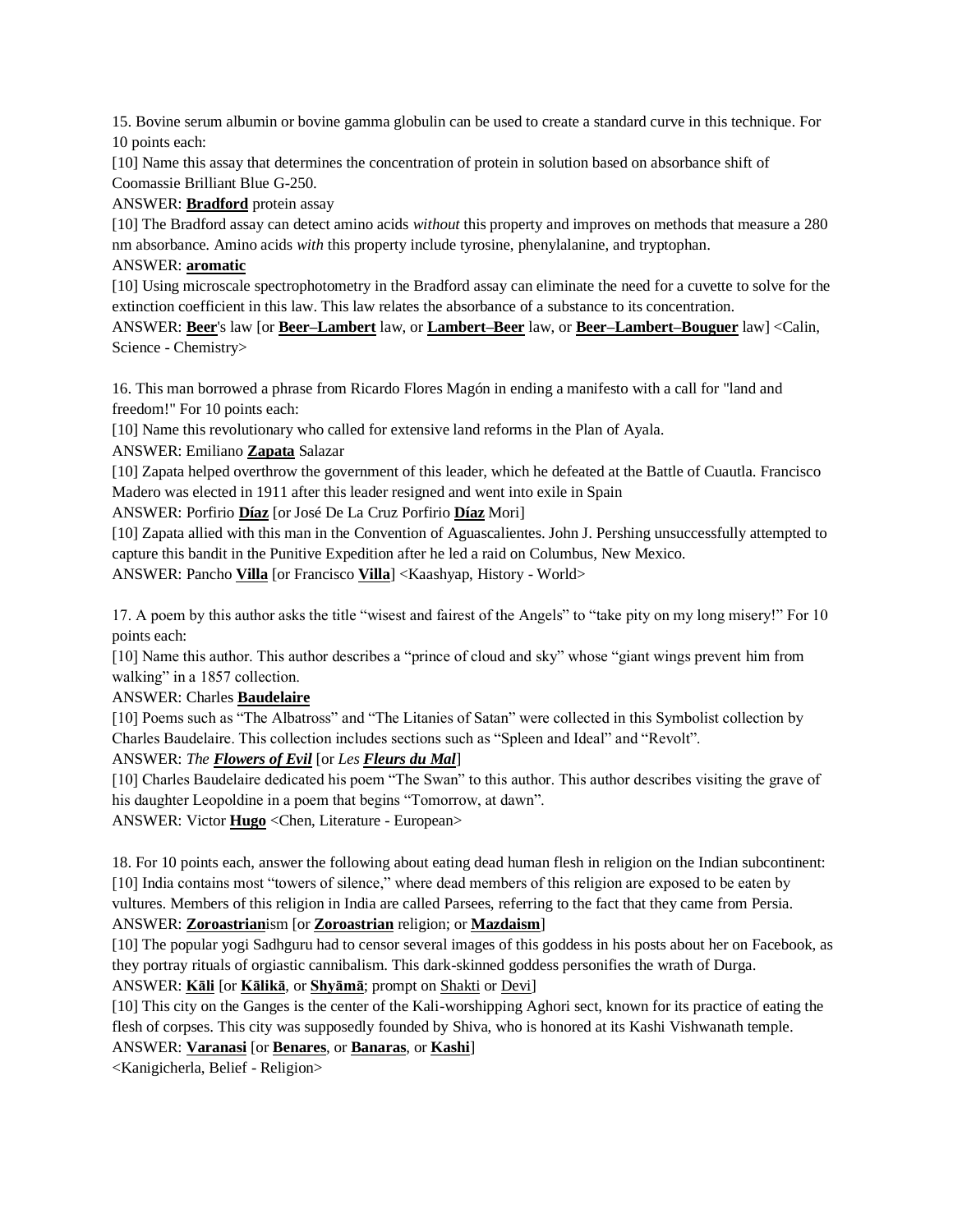15. Bovine serum albumin or bovine gamma globulin can be used to create a standard curve in this technique. For 10 points each:

[10] Name this assay that determines the concentration of protein in solution based on absorbance shift of Coomassie Brilliant Blue G-250.

ANSWER: **Bradford** protein assay

[10] The Bradford assay can detect amino acids *without* this property and improves on methods that measure a 280 nm absorbance. Amino acids *with* this property include tyrosine, phenylalanine, and tryptophan.

ANSWER: **aromatic**

[10] Using microscale spectrophotometry in the Bradford assay can eliminate the need for a cuvette to solve for the extinction coefficient in this law. This law relates the absorbance of a substance to its concentration.

ANSWER: **Beer**'s law [or **Beer–Lambert** law, or **Lambert–Beer** law, or **Beer–Lambert–Bouguer** law] <Calin, Science - Chemistry>

16. This man borrowed a phrase from Ricardo Flores Magón in ending a manifesto with a call for "land and freedom!" For 10 points each:

[10] Name this revolutionary who called for extensive land reforms in the Plan of Ayala.

ANSWER: Emiliano **Zapata** Salazar

[10] Zapata helped overthrow the government of this leader, which he defeated at the Battle of Cuautla. Francisco Madero was elected in 1911 after this leader resigned and went into exile in Spain

ANSWER: Porfirio **Díaz** [or José De La Cruz Porfirio **Díaz** Mori]

[10] Zapata allied with this man in the Convention of Aguascalientes. John J. Pershing unsuccessfully attempted to capture this bandit in the Punitive Expedition after he led a raid on Columbus, New Mexico.

ANSWER: Pancho **Villa** [or Francisco **Villa**] <Kaashyap, History - World>

17. A poem by this author asks the title "wisest and fairest of the Angels" to "take pity on my long misery!" For 10 points each:

[10] Name this author. This author describes a "prince of cloud and sky" whose "giant wings prevent him from walking" in a 1857 collection.

ANSWER: Charles **Baudelaire**

[10] Poems such as "The Albatross" and "The Litanies of Satan" were collected in this Symbolist collection by Charles Baudelaire. This collection includes sections such as "Spleen and Ideal" and "Revolt".

ANSWER: *The **Flowers of Evil*** [or *Les **Fleurs du Mal***]

[10] Charles Baudelaire dedicated his poem "The Swan" to this author. This author describes visiting the grave of his daughter Leopoldine in a poem that begins "Tomorrow, at dawn".

ANSWER: Victor **Hugo** <Chen, Literature - European>

18. For 10 points each, answer the following about eating dead human flesh in religion on the Indian subcontinent:

[10] India contains most "towers of silence," where dead members of this religion are exposed to be eaten by vultures. Members of this religion in India are called Parsees, referring to the fact that they came from Persia.

ANSWER: **Zoroastrian**ism [or **Zoroastrian** religion; or **Mazdaism**]

[10] The popular yogi Sadhguru had to censor several images of this goddess in his posts about her on Facebook, as they portray rituals of orgiastic cannibalism. This dark-skinned goddess personifies the wrath of Durga.

ANSWER: **Kāli** [or **Kālikā**, or **Shyāmā**; prompt on Shakti or Devi]

[10] This city on the Ganges is the center of the Kali-worshipping Aghori sect, known for its practice of eating the flesh of corpses. This city was supposedly founded by Shiva, who is honored at its Kashi Vishwanath temple.

ANSWER: **Varanasi** [or **Benares**, or **Banaras**, or **Kashi**]

<Kanigicherla, Belief - Religion>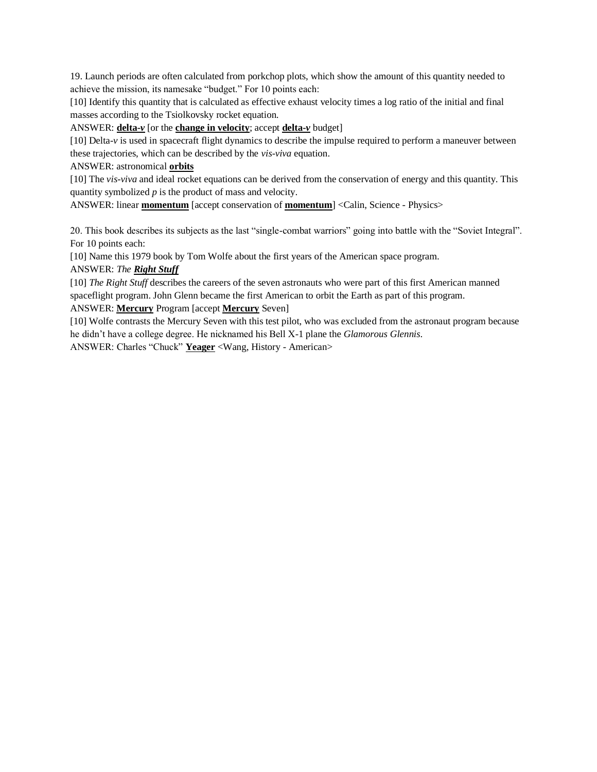19. Launch periods are often calculated from porkchop plots, which show the amount of this quantity needed to achieve the mission, its namesake “budget.” For 10 points each:

[10] Identify this quantity that is calculated as effective exhaust velocity times a log ratio of the initial and final masses according to the Tsiolkovsky rocket equation.

ANSWER: **delta-*v*** [or the **change in velocity**; accept **delta-*v*** budget]

[10] Delta-*v* is used in spacecraft flight dynamics to describe the impulse required to perform a maneuver between these trajectories, which can be described by the *vis-viva* equation.

ANSWER: astronomical **orbits**

[10] The *vis-viva* and ideal rocket equations can be derived from the conservation of energy and this quantity. This quantity symbolized $p$ is the product of mass and velocity.

ANSWER: linear **momentum** [accept conservation of **momentum**] <Calin, Science - Physics>

20. This book describes its subjects as the last “single-combat warriors” going into battle with the “Soviet Integral”. For 10 points each:

[10] Name this 1979 book by Tom Wolfe about the first years of the American space program.

ANSWER: *The **Right Stuff***

[10] *The Right Stuff* describes the careers of the seven astronauts who were part of this first American manned spaceflight program. John Glenn became the first American to orbit the Earth as part of this program.

ANSWER: **Mercury** Program [accept **Mercury** Seven]

[10] Wolfe contrasts the Mercury Seven with this test pilot, who was excluded from the astronaut program because he didn’t have a college degree. He nicknamed his Bell X-1 plane the *Glamorous Glennis*.

ANSWER: Charles “Chuck” **Yeager** <Wang, History - American>